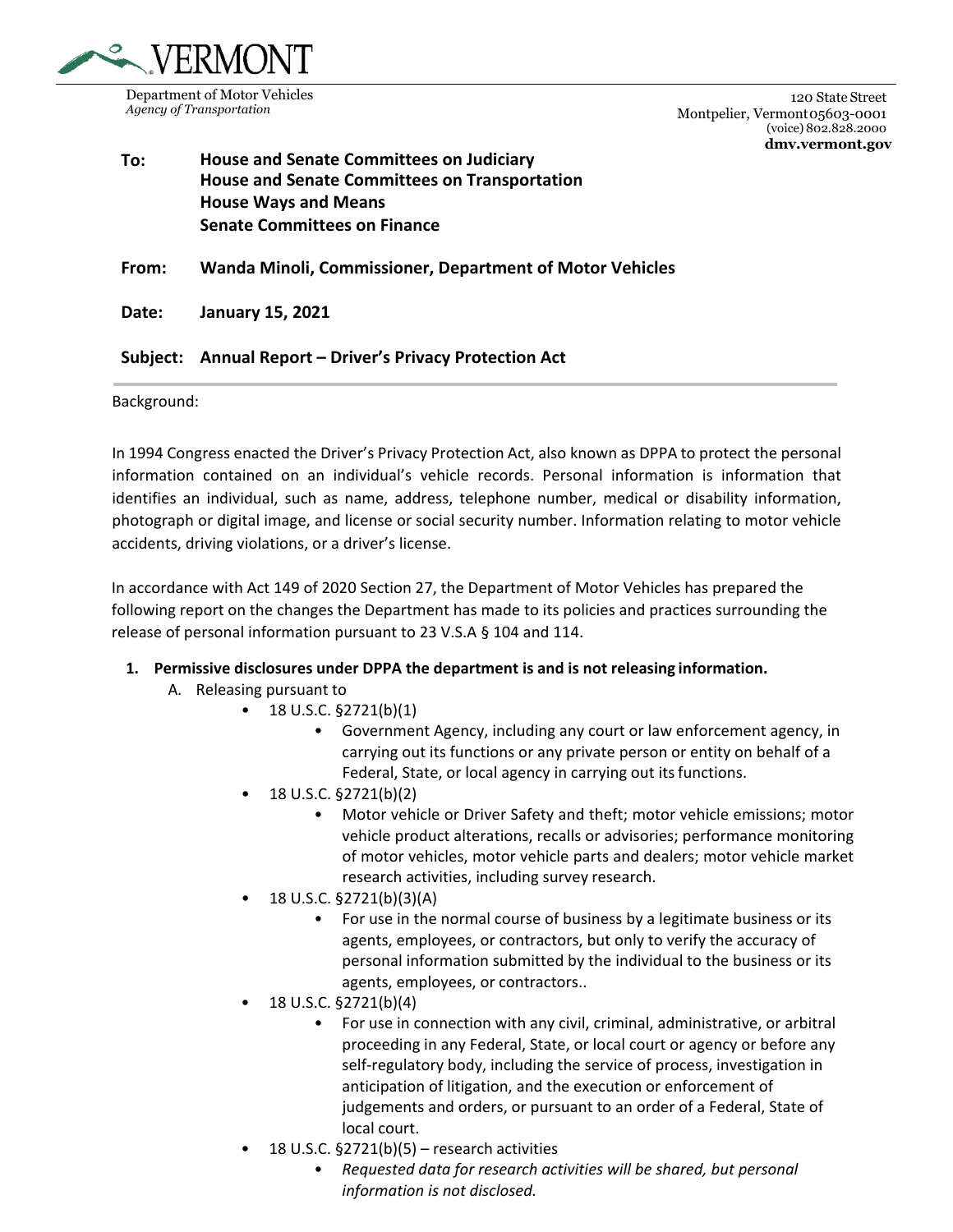VERMONT

Department of Motor Vehicles
*Agency of Transportation*

120 State Street
Montpelier, Vermont 05603-0001
(voice) 802.828.2000
**dmv.vermont.gov**

**To:** **House and Senate Committees on Judiciary**
**House and Senate Committees on Transportation**
**House Ways and Means**
**Senate Committees on Finance**

**From:** **Wanda Minoli, Commissioner, Department of Motor Vehicles**

**Date:** **January 15, 2021**

**Subject:** **Annual Report – Driver's Privacy Protection Act**

---

Background:

In 1994 Congress enacted the Driver's Privacy Protection Act, also known as DPPA to protect the personal information contained on an individual's vehicle records. Personal information is information that identifies an individual, such as name, address, telephone number, medical or disability information, photograph or digital image, and license or social security number. Information relating to motor vehicle accidents, driving violations, or a driver's license.

In accordance with Act 149 of 2020 Section 27, the Department of Motor Vehicles has prepared the following report on the changes the Department has made to its policies and practices surrounding the release of personal information pursuant to 23 V.S.A § 104 and 114.

1. **Permissive disclosures under DPPA the department is and is not releasing information.**
   A. Releasing pursuant to
      - 18 U.S.C. §2721(b)(1)
        - Government Agency, including any court or law enforcement agency, in carrying out its functions or any private person or entity on behalf of a Federal, State, or local agency in carrying out its functions.
      - 18 U.S.C. §2721(b)(2)
        - Motor vehicle or Driver Safety and theft; motor vehicle emissions; motor vehicle product alterations, recalls or advisories; performance monitoring of motor vehicles, motor vehicle parts and dealers; motor vehicle market research activities, including survey research.
      - 18 U.S.C. §2721(b)(3)(A)
        - For use in the normal course of business by a legitimate business or its agents, employees, or contractors, but only to verify the accuracy of personal information submitted by the individual to the business or its agents, employees, or contractors..
      - 18 U.S.C. §2721(b)(4)
        - For use in connection with any civil, criminal, administrative, or arbitral proceeding in any Federal, State, or local court or agency or before any self-regulatory body, including the service of process, investigation in anticipation of litigation, and the execution or enforcement of judgements and orders, or pursuant to an order of a Federal, State of local court.
      - 18 U.S.C. §2721(b)(5) – research activities
        - *Requested data for research activities will be shared, but personal information is not disclosed.*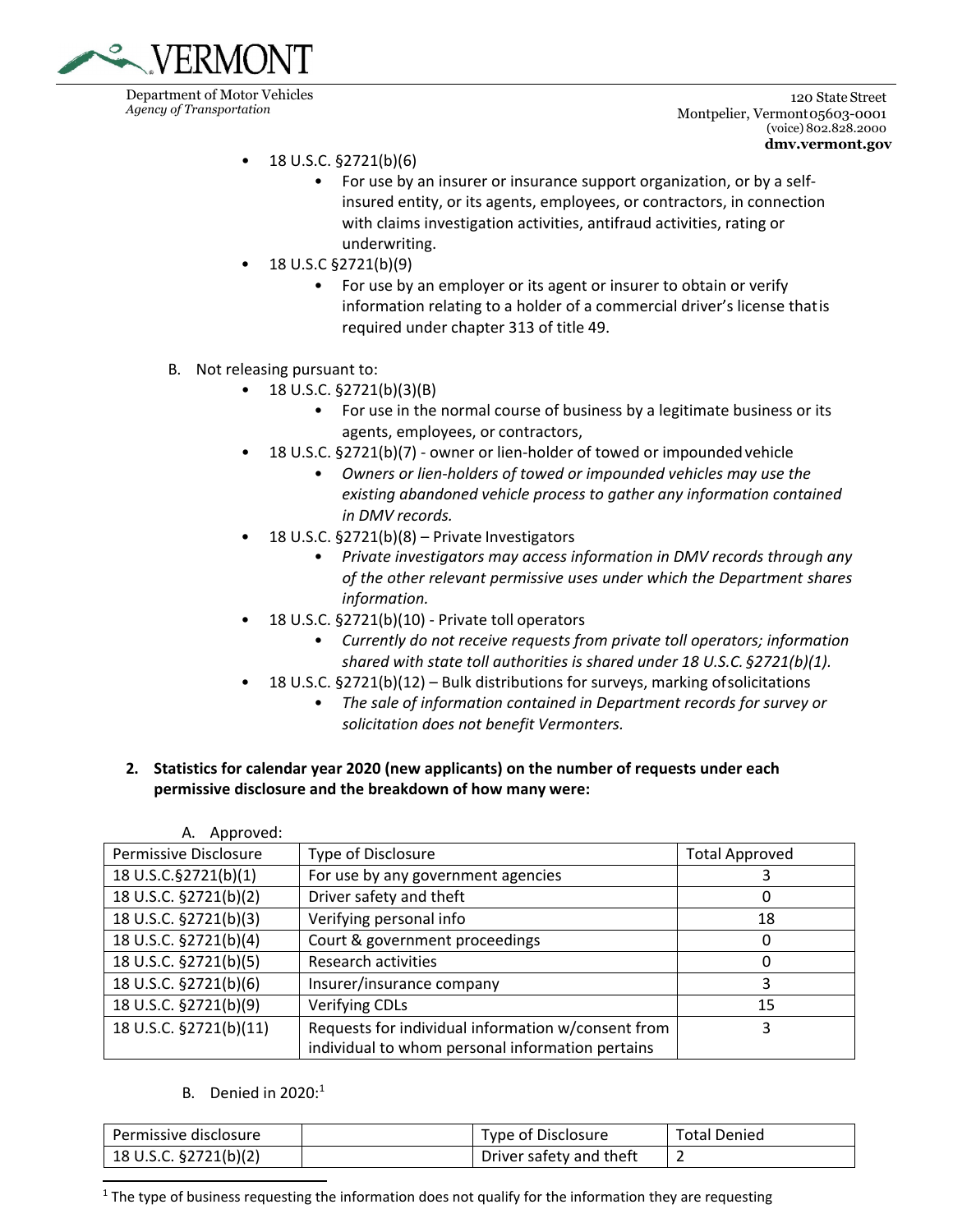- 18 U.S.C. §2721(b)(6)
  - For use by an insurer or insurance support organization, or by a self-insured entity, or its agents, employees, or contractors, in connection with claims investigation activities, antifraud activities, rating or underwriting.
- 18 U.S.C §2721(b)(9)
  - For use by an employer or its agent or insurer to obtain or verify information relating to a holder of a commercial driver's license that is required under chapter 313 of title 49.

B. Not releasing pursuant to:

- 18 U.S.C. §2721(b)(3)(B)
  - For use in the normal course of business by a legitimate business or its agents, employees, or contractors,
- 18 U.S.C. §2721(b)(7) - owner or lien-holder of towed or impounded vehicle
  - *Owners or lien-holders of towed or impounded vehicles may use the existing abandoned vehicle process to gather any information contained in DMV records.*
- 18 U.S.C. §2721(b)(8) – Private Investigators
  - *Private investigators may access information in DMV records through any of the other relevant permissive uses under which the Department shares information.*
- 18 U.S.C. §2721(b)(10) - Private toll operators
  - *Currently do not receive requests from private toll operators; information shared with state toll authorities is shared under 18 U.S.C. §2721(b)(1).*
- 18 U.S.C. §2721(b)(12) – Bulk distributions for surveys, marking of solicitations
  - *The sale of information contained in Department records for survey or solicitation does not benefit Vermonters.*

**2. Statistics for calendar year 2020 (new applicants) on the number of requests under each permissive disclosure and the breakdown of how many were:**

A. Approved:

| Permissive Disclosure | Type of Disclosure | Total Approved |
|---|---|---|
| 18 U.S.C.§2721(b)(1) | For use by any government agencies | 3 |
| 18 U.S.C. §2721(b)(2) | Driver safety and theft | 0 |
| 18 U.S.C. §2721(b)(3) | Verifying personal info | 18 |
| 18 U.S.C. §2721(b)(4) | Court & government proceedings | 0 |
| 18 U.S.C. §2721(b)(5) | Research activities | 0 |
| 18 U.S.C. §2721(b)(6) | Insurer/insurance company | 3 |
| 18 U.S.C. §2721(b)(9) | Verifying CDLs | 15 |
| 18 U.S.C. §2721(b)(11) | Requests for individual information w/consent from individual to whom personal information pertains | 3 |

B. Denied in 2020:[1]

| Permissive disclosure | | Type of Disclosure | Total Denied |
|---|---|---|---|
| 18 U.S.C. §2721(b)(2) | | Driver safety and theft | 2 |

[1] The type of business requesting the information does not qualify for the information they are requesting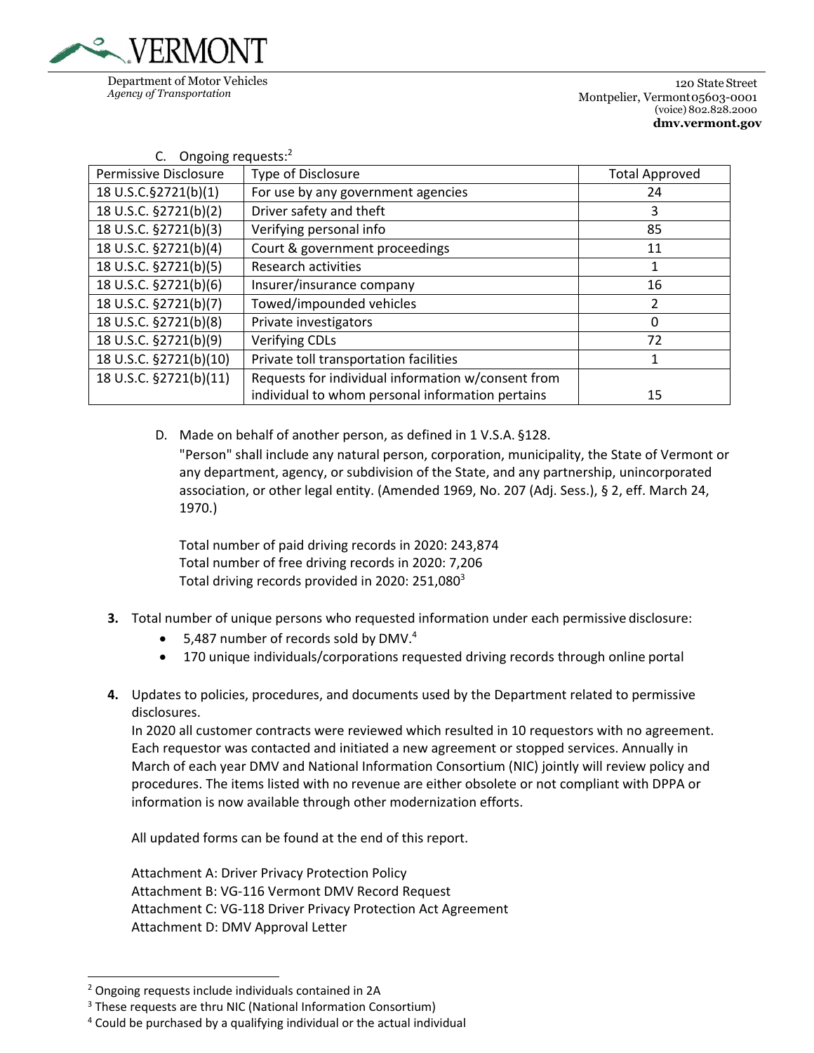C. Ongoing requests:[2]

| Permissive Disclosure | Type of Disclosure | Total Approved |
|---|---|---|
| 18 U.S.C.§2721(b)(1) | For use by any government agencies | 24 |
| 18 U.S.C. §2721(b)(2) | Driver safety and theft | 3 |
| 18 U.S.C. §2721(b)(3) | Verifying personal info | 85 |
| 18 U.S.C. §2721(b)(4) | Court & government proceedings | 11 |
| 18 U.S.C. §2721(b)(5) | Research activities | 1 |
| 18 U.S.C. §2721(b)(6) | Insurer/insurance company | 16 |
| 18 U.S.C. §2721(b)(7) | Towed/impounded vehicles | 2 |
| 18 U.S.C. §2721(b)(8) | Private investigators | 0 |
| 18 U.S.C. §2721(b)(9) | Verifying CDLs | 72 |
| 18 U.S.C. §2721(b)(10) | Private toll transportation facilities | 1 |
| 18 U.S.C. §2721(b)(11) | Requests for individual information w/consent from individual to whom personal information pertains | 15 |

D. Made on behalf of another person, as defined in 1 V.S.A. §128.

"Person" shall include any natural person, corporation, municipality, the State of Vermont or any department, agency, or subdivision of the State, and any partnership, unincorporated association, or other legal entity. (Amended 1969, No. 207 (Adj. Sess.), § 2, eff. March 24, 1970.)

Total number of paid driving records in 2020: 243,874
Total number of free driving records in 2020: 7,206
Total driving records provided in 2020: 251,080[3]

**3.** Total number of unique persons who requested information under each permissive disclosure:

- 5,487 number of records sold by DMV.[4]
- 170 unique individuals/corporations requested driving records through online portal

**4.** Updates to policies, procedures, and documents used by the Department related to permissive disclosures.

In 2020 all customer contracts were reviewed which resulted in 10 requestors with no agreement. Each requestor was contacted and initiated a new agreement or stopped services. Annually in March of each year DMV and National Information Consortium (NIC) jointly will review policy and procedures. The items listed with no revenue are either obsolete or not compliant with DPPA or information is now available through other modernization efforts.

All updated forms can be found at the end of this report.

Attachment A: Driver Privacy Protection Policy
Attachment B: VG-116 Vermont DMV Record Request
Attachment C: VG-118 Driver Privacy Protection Act Agreement
Attachment D: DMV Approval Letter

---

[2] Ongoing requests include individuals contained in 2A

[3] These requests are thru NIC (National Information Consortium)

[4] Could be purchased by a qualifying individual or the actual individual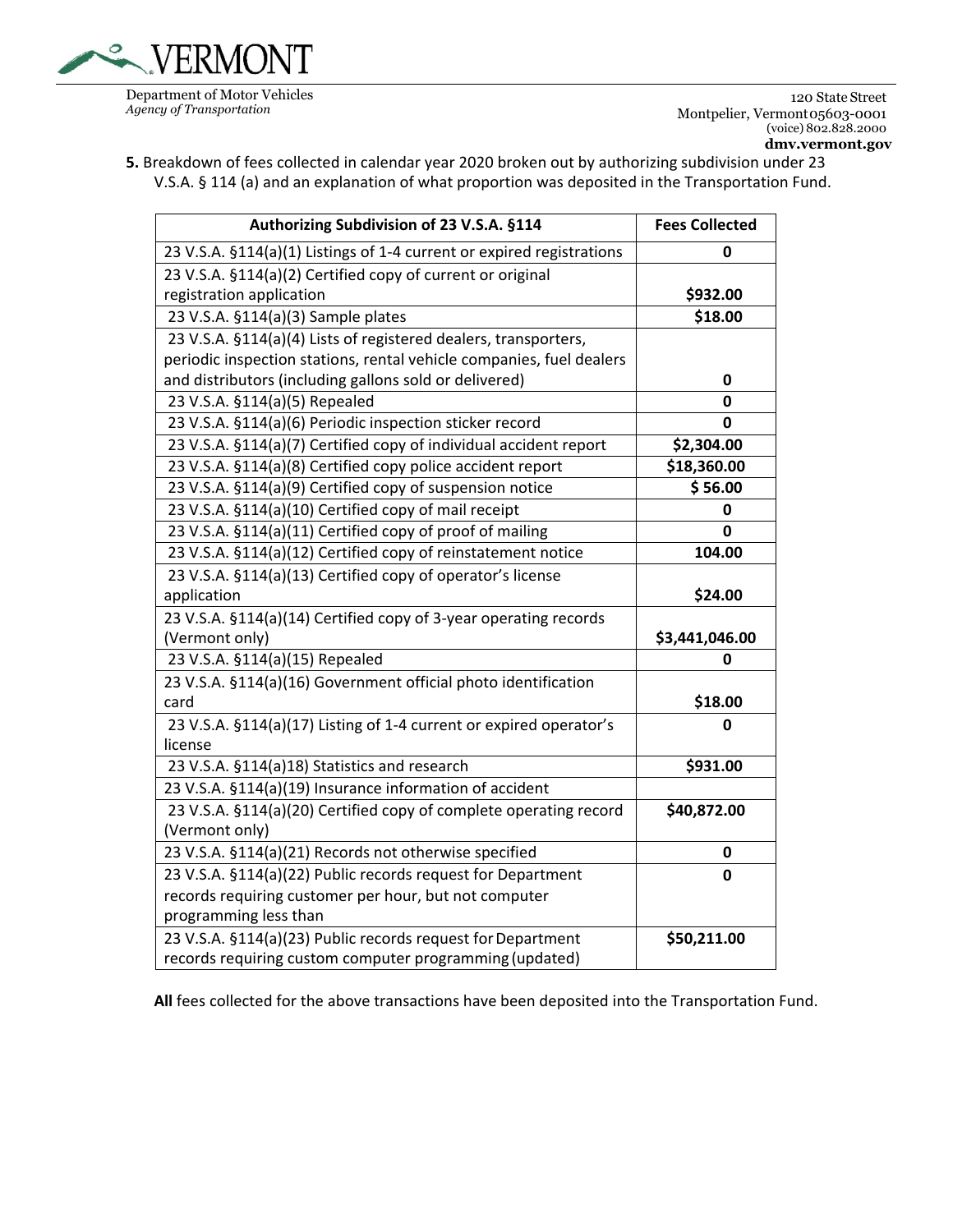Department of Motor Vehicles
*Agency of Transportation*

120 State Street
Montpelier, Vermont 05603-0001
(voice) 802.828.2000
**dmv.vermont.gov**

**5.** Breakdown of fees collected in calendar year 2020 broken out by authorizing subdivision under 23 V.S.A. § 114 (a) and an explanation of what proportion was deposited in the Transportation Fund.

| Authorizing Subdivision of 23 V.S.A. §114 | Fees Collected |
|---|---|
| 23 V.S.A. §114(a)(1) Listings of 1-4 current or expired registrations | 0 |
| 23 V.S.A. §114(a)(2) Certified copy of current or original registration application | $932.00 |
| 23 V.S.A. §114(a)(3) Sample plates | $18.00 |
| 23 V.S.A. §114(a)(4) Lists of registered dealers, transporters, periodic inspection stations, rental vehicle companies, fuel dealers and distributors (including gallons sold or delivered) | 0 |
| 23 V.S.A. §114(a)(5) Repealed | 0 |
| 23 V.S.A. §114(a)(6) Periodic inspection sticker record | 0 |
| 23 V.S.A. §114(a)(7) Certified copy of individual accident report | $2,304.00 |
| 23 V.S.A. §114(a)(8) Certified copy police accident report | $18,360.00 |
| 23 V.S.A. §114(a)(9) Certified copy of suspension notice | $ 56.00 |
| 23 V.S.A. §114(a)(10) Certified copy of mail receipt | 0 |
| 23 V.S.A. §114(a)(11) Certified copy of proof of mailing | 0 |
| 23 V.S.A. §114(a)(12) Certified copy of reinstatement notice | 104.00 |
| 23 V.S.A. §114(a)(13) Certified copy of operator's license application | $24.00 |
| 23 V.S.A. §114(a)(14) Certified copy of 3-year operating records (Vermont only) | $3,441,046.00 |
| 23 V.S.A. §114(a)(15) Repealed | 0 |
| 23 V.S.A. §114(a)(16) Government official photo identification card | $18.00 |
| 23 V.S.A. §114(a)(17) Listing of 1-4 current or expired operator's license | 0 |
| 23 V.S.A. §114(a)18) Statistics and research | $931.00 |
| 23 V.S.A. §114(a)(19) Insurance information of accident | |
| 23 V.S.A. §114(a)(20) Certified copy of complete operating record (Vermont only) | $40,872.00 |
| 23 V.S.A. §114(a)(21) Records not otherwise specified | 0 |
| 23 V.S.A. §114(a)(22) Public records request for Department records requiring customer per hour, but not computer programming less than | 0 |
| 23 V.S.A. §114(a)(23) Public records request for Department records requiring custom computer programming (updated) | $50,211.00 |

**All** fees collected for the above transactions have been deposited into the Transportation Fund.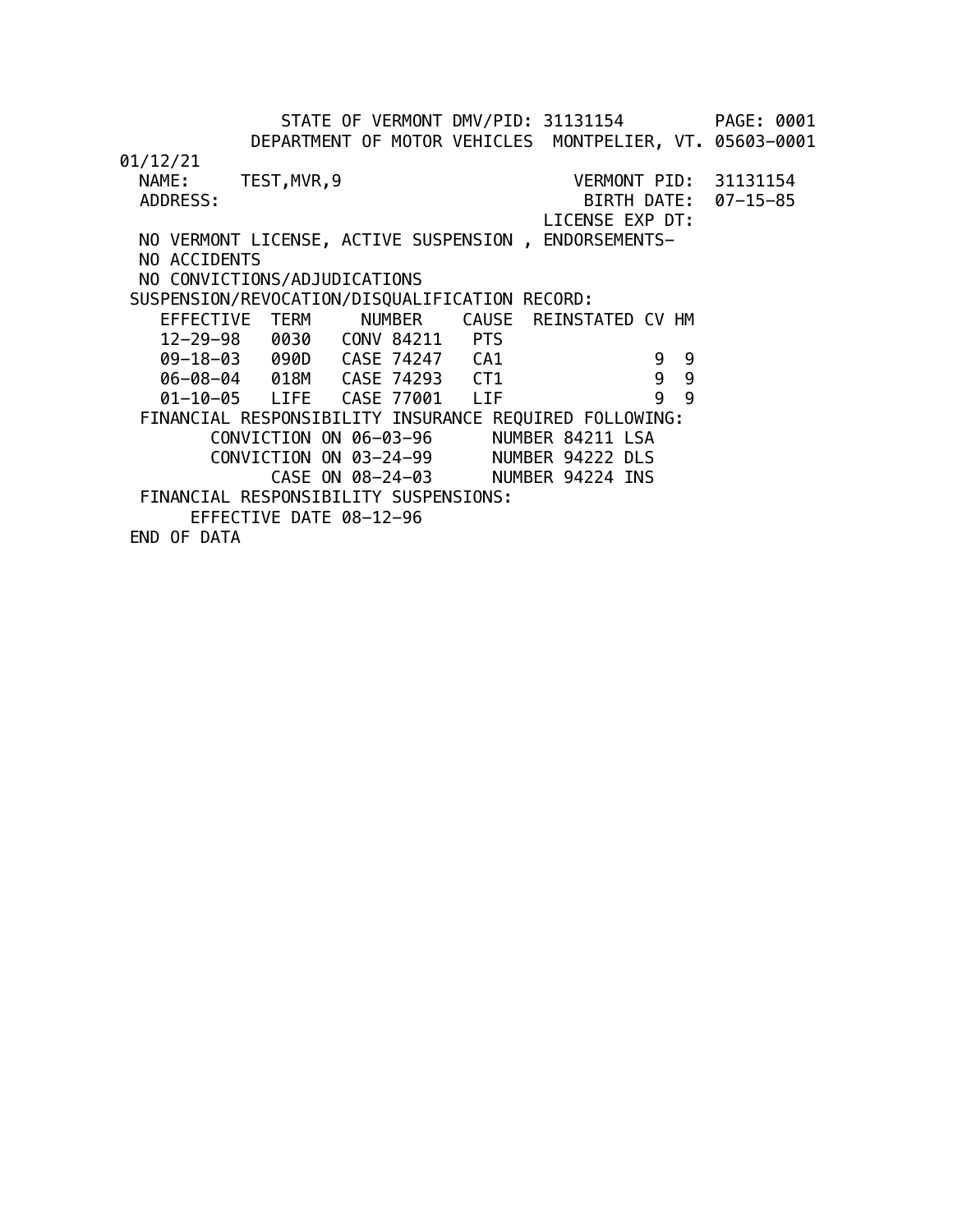STATE OF VERMONT DMV/PID: 31131154 PAGE: 0001
DEPARTMENT OF MOTOR VEHICLES MONTPELIER, VT. 05603-0001

01/12/21

NAME: TEST,MVR,9 VERMONT PID: 31131154
ADDRESS: BIRTH DATE: 07-15-85
LICENSE EXP DT:

NO VERMONT LICENSE, ACTIVE SUSPENSION , ENDORSEMENTS-
NO ACCIDENTS
NO CONVICTIONS/ADJUDICATIONS

SUSPENSION/REVOCATION/DISQUALIFICATION RECORD:

| EFFECTIVE | TERM | NUMBER | CAUSE | REINSTATED | CV | HM |
|---|---|---|---|---|---|---|
| 12-29-98 | 0030 | CONV 84211 | PTS | | | |
| 09-18-03 | 090D | CASE 74247 | CA1 | | 9 | 9 |
| 06-08-04 | 018M | CASE 74293 | CT1 | | 9 | 9 |
| 01-10-05 | LIFE | CASE 77001 | LIF | | 9 | 9 |

FINANCIAL RESPONSIBILITY INSURANCE REQUIRED FOLLOWING:

CONVICTION ON 06-03-96 NUMBER 84211 LSA
CONVICTION ON 03-24-99 NUMBER 94222 DLS
CASE ON 08-24-03 NUMBER 94224 INS

FINANCIAL RESPONSIBILITY SUSPENSIONS:

EFFECTIVE DATE 08-12-96

END OF DATA